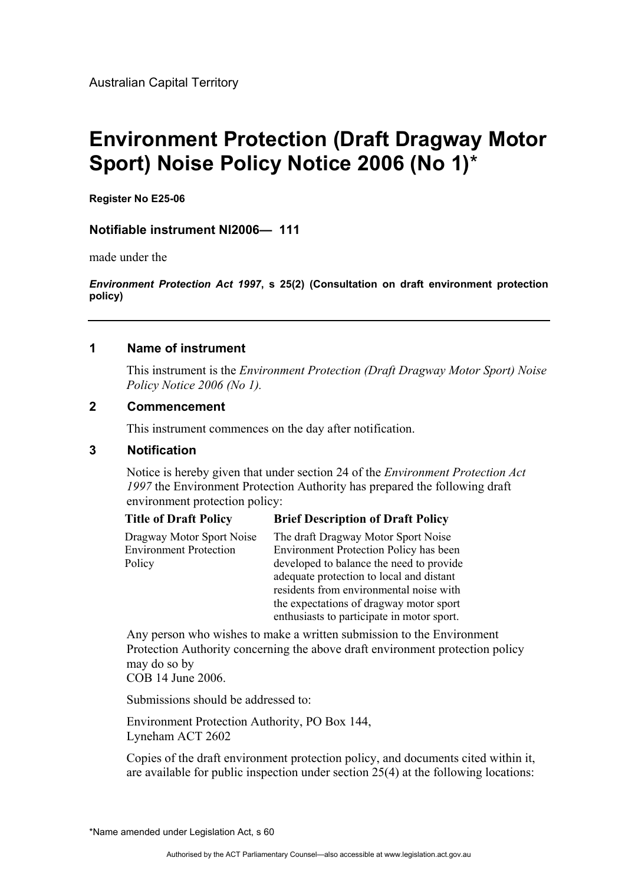Australian Capital Territory

# Environment Protection (Draft Dragway Motor Sport) Noise Policy Notice 2006 (No 1)*

**Register No E25-06**

### Notifiable instrument NI2006— 111

made under the

***Environment Protection Act 1997*, s 25(2) (Consultation on draft environment protection policy)**

---

## 1 Name of instrument

This instrument is the *Environment Protection (Draft Dragway Motor Sport) Noise Policy Notice 2006 (No 1).*

## 2 Commencement

This instrument commences on the day after notification.

## 3 Notification

Notice is hereby given that under section 24 of the *Environment Protection Act 1997* the Environment Protection Authority has prepared the following draft environment protection policy:

| Title of Draft Policy | Brief Description of Draft Policy |
|---|---|
| Dragway Motor Sport Noise Environment Protection Policy | The draft Dragway Motor Sport Noise Environment Protection Policy has been developed to balance the need to provide adequate protection to local and distant residents from environmental noise with the expectations of dragway motor sport enthusiasts to participate in motor sport. |

Any person who wishes to make a written submission to the Environment Protection Authority concerning the above draft environment protection policy may do so by
COB 14 June 2006.

Submissions should be addressed to:

Environment Protection Authority, PO Box 144,
Lyneham ACT 2602

Copies of the draft environment protection policy, and documents cited within it, are available for public inspection under section 25(4) at the following locations:

*Name amended under Legislation Act, s 60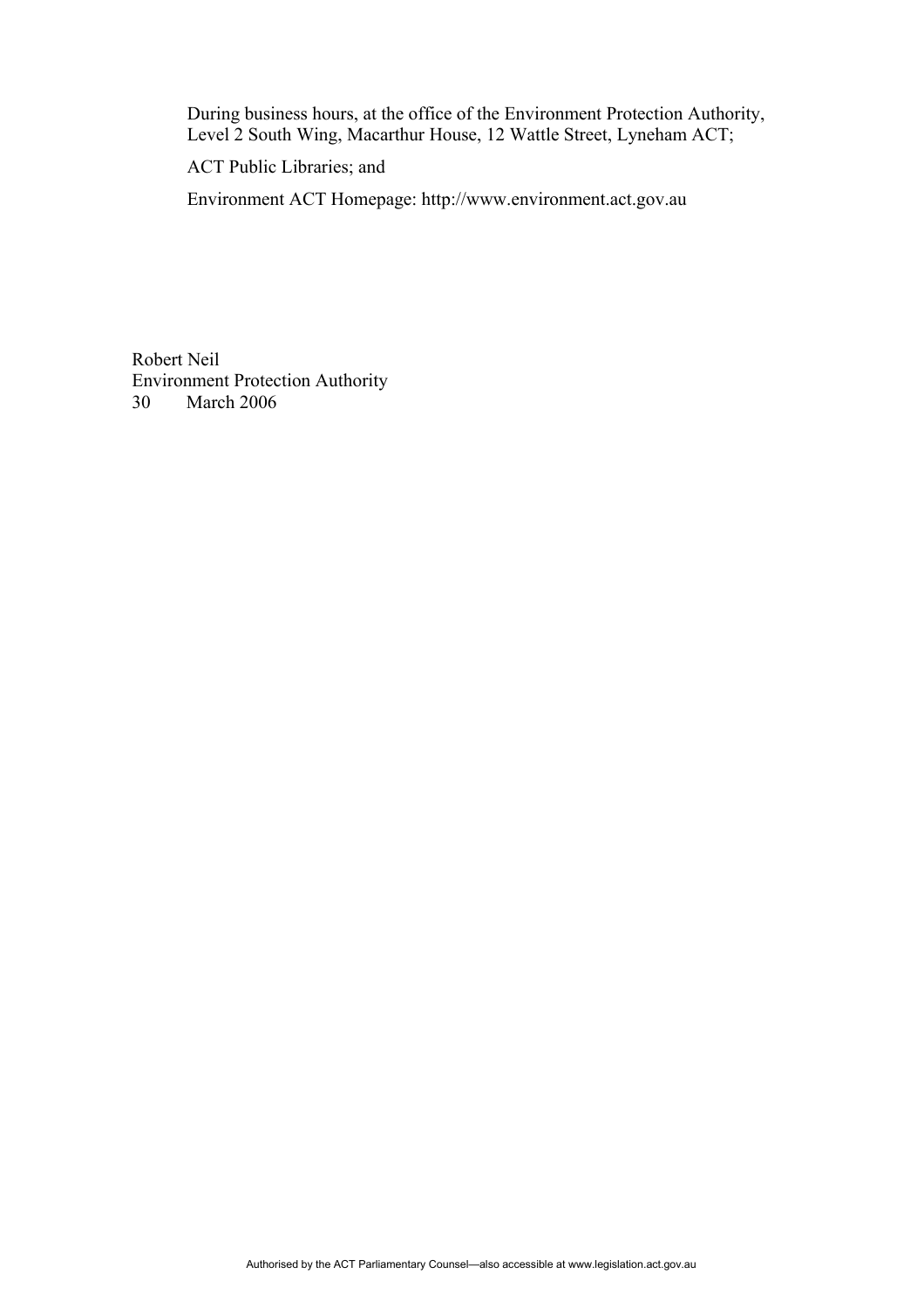During business hours, at the office of the Environment Protection Authority, Level 2 South Wing, Macarthur House, 12 Wattle Street, Lyneham ACT;

ACT Public Libraries; and

Environment ACT Homepage: http://www.environment.act.gov.au

Robert Neil
Environment Protection Authority
30 March 2006